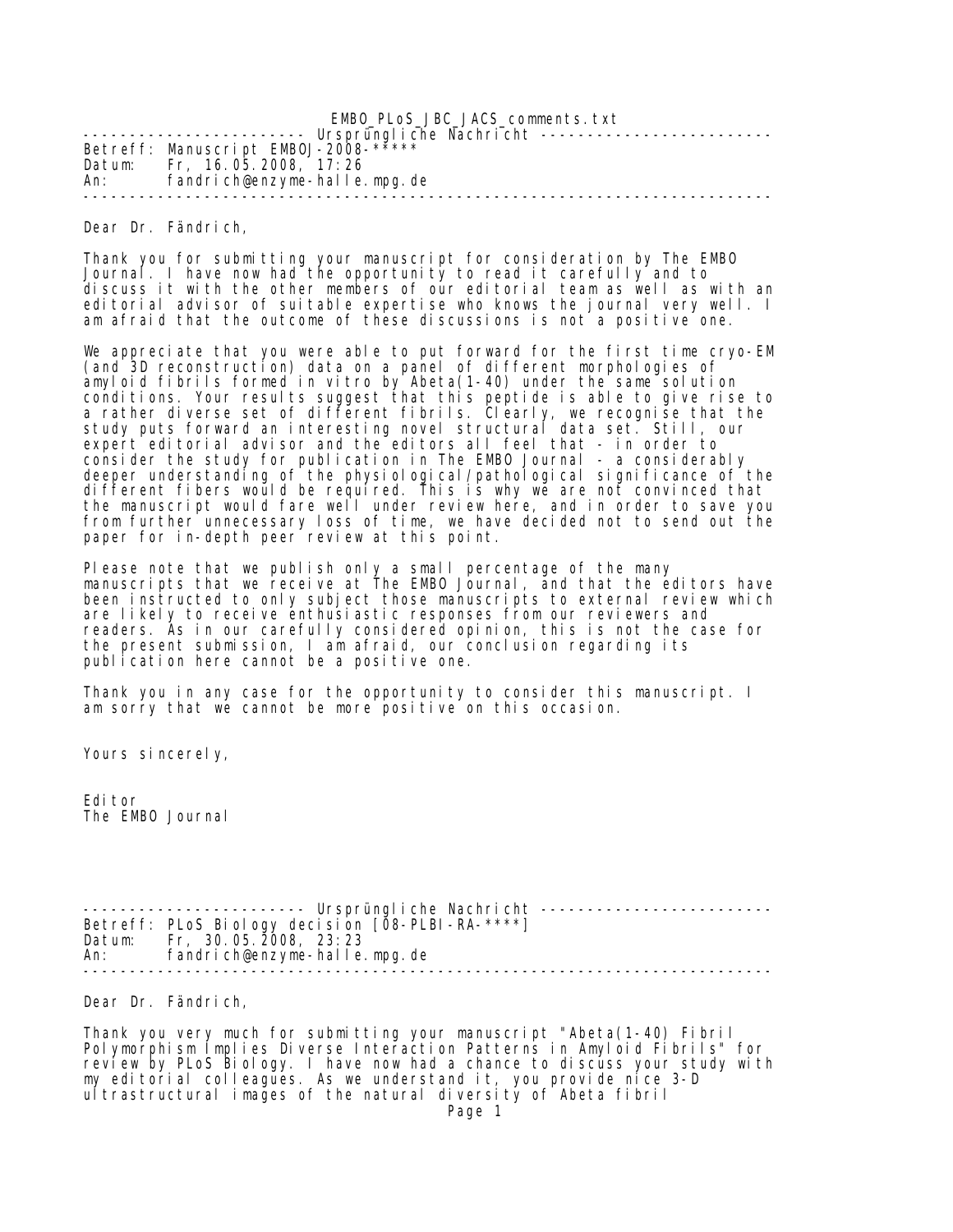EMBO_PLoS_JBC_JACS_comments.txt

----------------------- Ursprüngliche Nachricht ------------------------

Betreff: Manuscript EMBOJ-2008-*****
Datum: Fr, 16.05.2008, 17:26
An: fandrich@enzyme-halle.mpg.de

------------------------------------------------------------------------

Dear Dr. Fändrich,

Thank you for submitting your manuscript for consideration by The EMBO Journal. I have now had the opportunity to read it carefully and to discuss it with the other members of our editorial team as well as with an editorial advisor of suitable expertise who knows the journal very well. I am afraid that the outcome of these discussions is not a positive one.

We appreciate that you were able to put forward for the first time cryo-EM (and 3D reconstruction) data on a panel of different morphologies of amyloid fibrils formed in vitro by Abeta(1-40) under the same solution conditions. Your results suggest that this peptide is able to give rise to a rather diverse set of different fibrils. Clearly, we recognise that the study puts forward an interesting novel structural data set. Still, our expert editorial advisor and the editors all feel that - in order to consider the study for publication in The EMBO Journal - a considerably deeper understanding of the physiological/pathological significance of the different fibers would be required. This is why we are not convinced that the manuscript would fare well under review here, and in order to save you from further unnecessary loss of time, we have decided not to send out the paper for in-depth peer review at this point.

Please note that we publish only a small percentage of the many manuscripts that we receive at The EMBO Journal, and that the editors have been instructed to only subject those manuscripts to external review which are likely to receive enthusiastic responses from our reviewers and readers. As in our carefully considered opinion, this is not the case for the present submission, I am afraid, our conclusion regarding its publication here cannot be a positive one.

Thank you in any case for the opportunity to consider this manuscript. I am sorry that we cannot be more positive on this occasion.

Yours sincerely,

Editor
The EMBO Journal

----------------------- Ursprüngliche Nachricht ------------------------

Betreff: PLoS Biology decision [08-PLBI-RA-****]
Datum: Fr, 30.05.2008, 23:23
An: fandrich@enzyme-halle.mpg.de

------------------------------------------------------------------------

Dear Dr. Fändrich,

Thank you very much for submitting your manuscript "Abeta(1-40) Fibril Polymorphism Implies Diverse Interaction Patterns in Amyloid Fibrils" for review by PLoS Biology. I have now had a chance to discuss your study with my editorial colleagues. As we understand it, you provide nice 3-D ultrastructural images of the natural diversity of Abeta fibril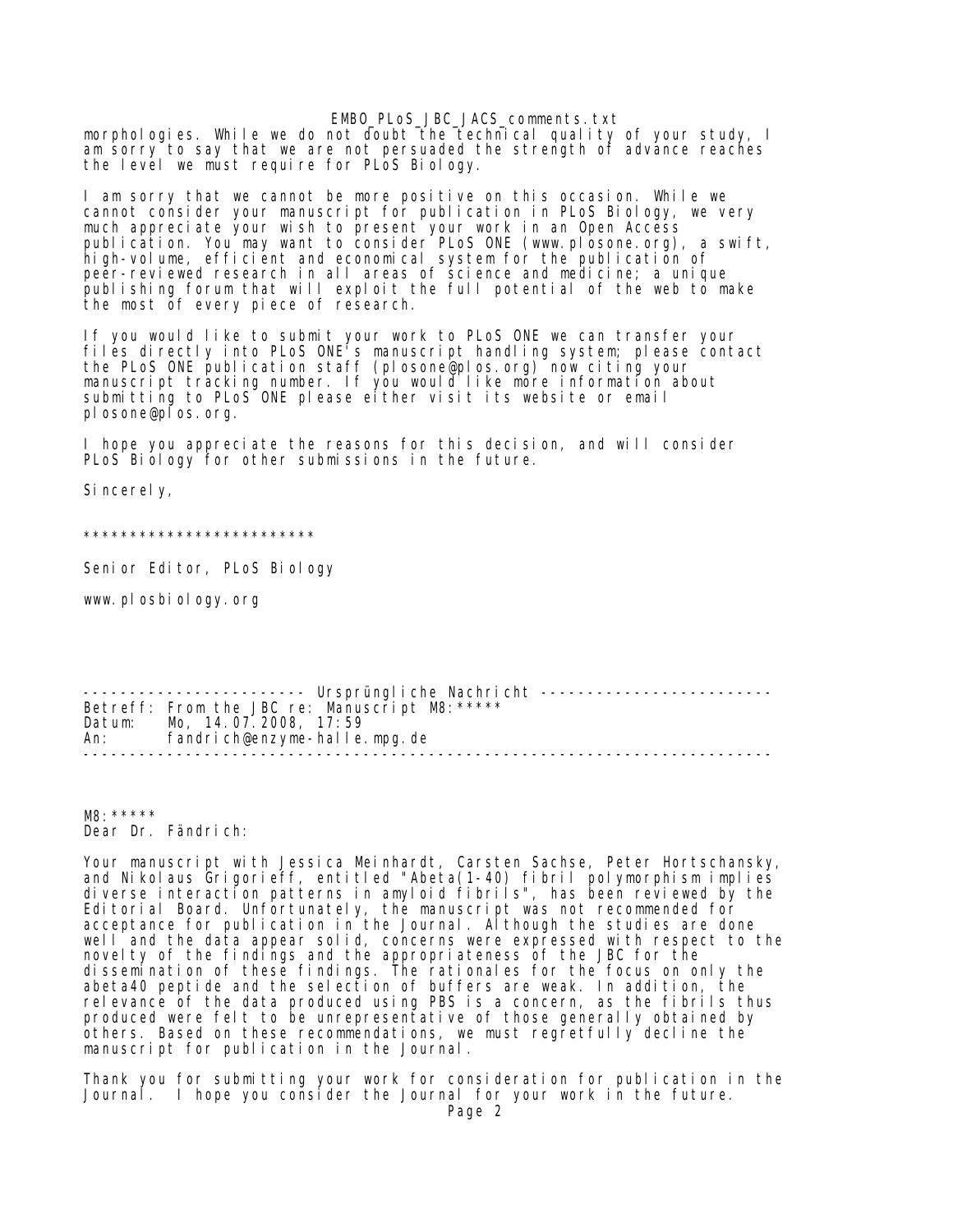morphologies. While we do not doubt the technical quality of your study, I am sorry to say that we are not persuaded the strength of advance reaches the level we must require for PLoS Biology.

I am sorry that we cannot be more positive on this occasion. While we cannot consider your manuscript for publication in PLoS Biology, we very much appreciate your wish to present your work in an Open Access publication. You may want to consider PLoS ONE (www.plosone.org), a swift, high-volume, efficient and economical system for the publication of peer-reviewed research in all areas of science and medicine; a unique publishing forum that will exploit the full potential of the web to make the most of every piece of research.

If you would like to submit your work to PLoS ONE we can transfer your files directly into PLoS ONE's manuscript handling system; please contact the PLoS ONE publication staff (plosone@plos.org) now citing your manuscript tracking number. If you would like more information about submitting to PLoS ONE please either visit its website or email plosone@plos.org.

I hope you appreciate the reasons for this decision, and will consider PLoS Biology for other submissions in the future.

Sincerely,

*************************

Senior Editor, PLoS Biology

www.plosbiology.org

```
------------------------ Ursprüngliche Nachricht ------------------------
Betreff: From the JBC re: Manuscript M8:*****
Datum:   Mo, 14.07.2008, 17:59
An:      fandrich@enzyme-halle.mpg.de
--------------------------------------------------------------------------
```

M8:*****
Dear Dr. Fändrich:

Your manuscript with Jessica Meinhardt, Carsten Sachse, Peter Hortschansky, and Nikolaus Grigorieff, entitled "Abeta(1-40) fibril polymorphism implies diverse interaction patterns in amyloid fibrils", has been reviewed by the Editorial Board. Unfortunately, the manuscript was not recommended for acceptance for publication in the Journal. Although the studies are done well and the data appear solid, concerns were expressed with respect to the novelty of the findings and the appropriateness of the JBC for the dissemination of these findings. The rationales for the focus on only the abeta40 peptide and the selection of buffers are weak. In addition, the relevance of the data produced using PBS is a concern, as the fibrils thus produced were felt to be unrepresentative of those generally obtained by others. Based on these recommendations, we must regretfully decline the manuscript for publication in the Journal.

Thank you for submitting your work for consideration for publication in the Journal. I hope you consider the Journal for your work in the future.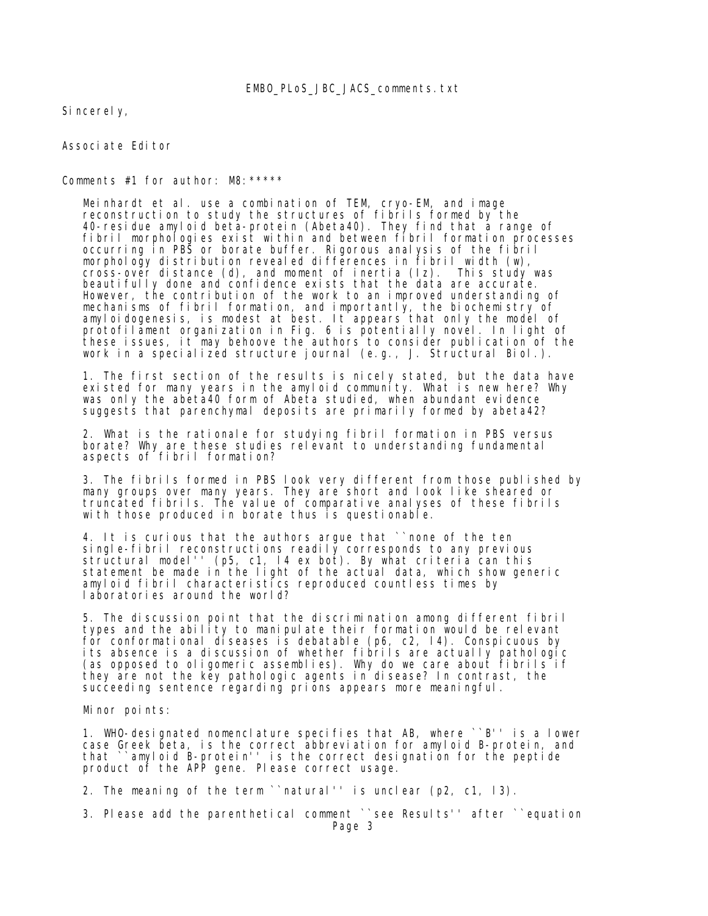Sincerely,

Associate Editor

Comments #1 for author: M8:*****

Meinhardt et al. use a combination of TEM, cryo-EM, and image reconstruction to study the structures of fibrils formed by the 40-residue amyloid beta-protein (Abeta40). They find that a range of fibril morphologies exist within and between fibril formation processes occurring in PBS or borate buffer. Rigorous analysis of the fibril morphology distribution revealed differences in fibril width (w), cross-over distance (d), and moment of inertia (Iz). This study was beautifully done and confidence exists that the data are accurate. However, the contribution of the work to an improved understanding of mechanisms of fibril formation, and importantly, the biochemistry of amyloidogenesis, is modest at best. It appears that only the model of protofilament organization in Fig. 6 is potentially novel. In light of these issues, it may behoove the authors to consider publication of the work in a specialized structure journal (e.g., J. Structural Biol.).

1. The first section of the results is nicely stated, but the data have existed for many years in the amyloid community. What is new here? Why was only the abeta40 form of Abeta studied, when abundant evidence suggests that parenchymal deposits are primarily formed by abeta42?

2. What is the rationale for studying fibril formation in PBS versus borate? Why are these studies relevant to understanding fundamental aspects of fibril formation?

3. The fibrils formed in PBS look very different from those published by many groups over many years. They are short and look like sheared or truncated fibrils. The value of comparative analyses of these fibrils with those produced in borate thus is questionable.

4. It is curious that the authors argue that ``none of the ten single-fibril reconstructions readily corresponds to any previous structural model'' (p5, c1, l4 ex bot). By what criteria can this statement be made in the light of the actual data, which show generic amyloid fibril characteristics reproduced countless times by laboratories around the world?

5. The discussion point that the discrimination among different fibril types and the ability to manipulate their formation would be relevant for conformational diseases is debatable (p6, c2, l4). Conspicuous by its absence is a discussion of whether fibrils are actually pathologic (as opposed to oligomeric assemblies). Why do we care about fibrils if they are not the key pathologic agents in disease? In contrast, the succeeding sentence regarding prions appears more meaningful.

Minor points:

1. WHO-designated nomenclature specifies that AB, where ``B'' is a lower case Greek beta, is the correct abbreviation for amyloid B-protein, and that ``amyloid B-protein'' is the correct designation for the peptide product of the APP gene. Please correct usage.

2. The meaning of the term ``natural'' is unclear (p2, c1, l3).

3. Please add the parenthetical comment ``see Results'' after ``equation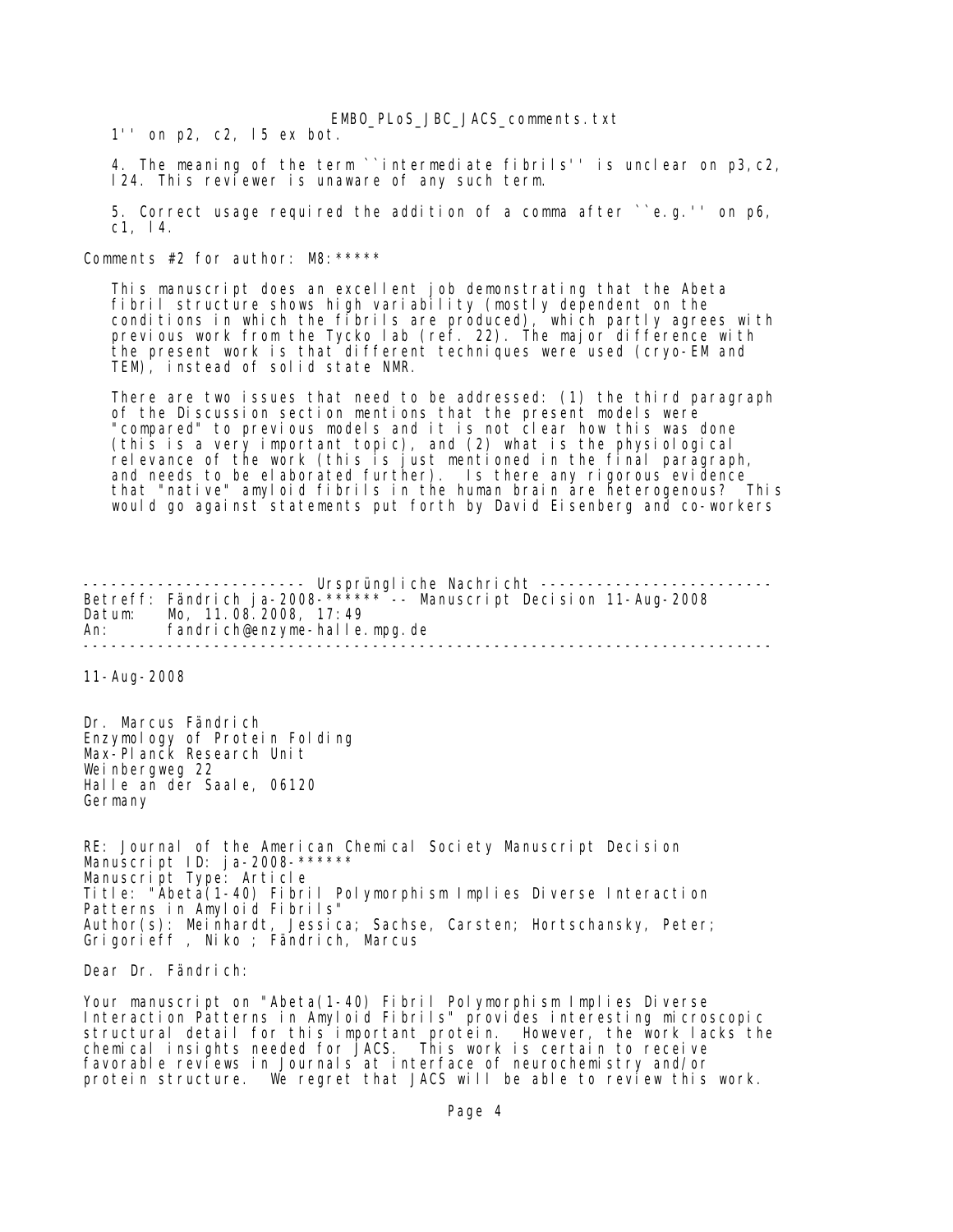1'' on p2, c2, l5 ex bot.

4. The meaning of the term ``intermediate fibrils'' is unclear on p3,c2, l24. This reviewer is unaware of any such term.

5. Correct usage required the addition of a comma after ``e.g.'' on p6, c1, l4.

Comments #2 for author: M8:*****

This manuscript does an excellent job demonstrating that the Abeta fibril structure shows high variability (mostly dependent on the conditions in which the fibrils are produced), which partly agrees with previous work from the Tycko lab (ref. 22). The major difference with the present work is that different techniques were used (cryo-EM and TEM), instead of solid state NMR.

There are two issues that need to be addressed: (1) the third paragraph of the Discussion section mentions that the present models were "compared" to previous models and it is not clear how this was done (this is a very important topic), and (2) what is the physiological relevance of the work (this is just mentioned in the final paragraph, and needs to be elaborated further). Is there any rigorous evidence that "native" amyloid fibrils in the human brain are heterogenous? This would go against statements put forth by David Eisenberg and co-workers

------------------------ Ursprüngliche Nachricht ------------------------
Betreff: Fändrich ja-2008-****** -- Manuscript Decision 11-Aug-2008
Datum: Mo, 11.08.2008, 17:49
An: fandrich@enzyme-halle.mpg.de
--------------------------------------------------------------------------

11-Aug-2008

Dr. Marcus Fändrich
Enzymology of Protein Folding
Max-Planck Research Unit
Weinbergweg 22
Halle an der Saale, 06120
Germany

RE: Journal of the American Chemical Society Manuscript Decision
Manuscript ID: ja-2008-******
Manuscript Type: Article
Title: "Abeta(1-40) Fibril Polymorphism Implies Diverse Interaction Patterns in Amyloid Fibrils"
Author(s): Meinhardt, Jessica; Sachse, Carsten; Hortschansky, Peter; Grigorieff , Niko ; Fändrich, Marcus

Dear Dr. Fändrich:

Your manuscript on "Abeta(1-40) Fibril Polymorphism Implies Diverse Interaction Patterns in Amyloid Fibrils" provides interesting microscopic structural detail for this important protein. However, the work lacks the chemical insights needed for JACS. This work is certain to receive favorable reviews in Journals at interface of neurochemistry and/or protein structure. We regret that JACS will be able to review this work.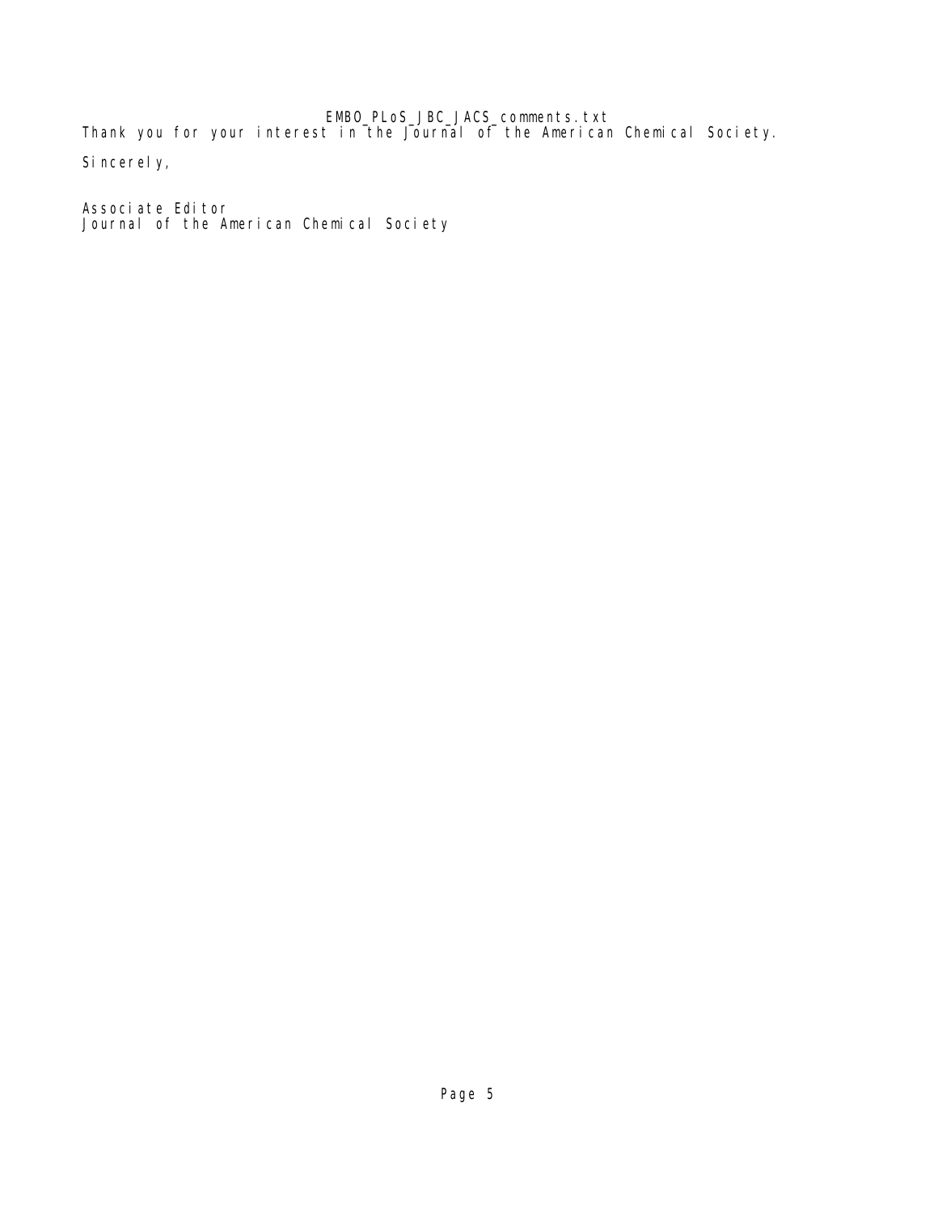Thank you for your interest in the Journal of the American Chemical Society.

Sincerely,

Associate Editor  
Journal of the American Chemical Society